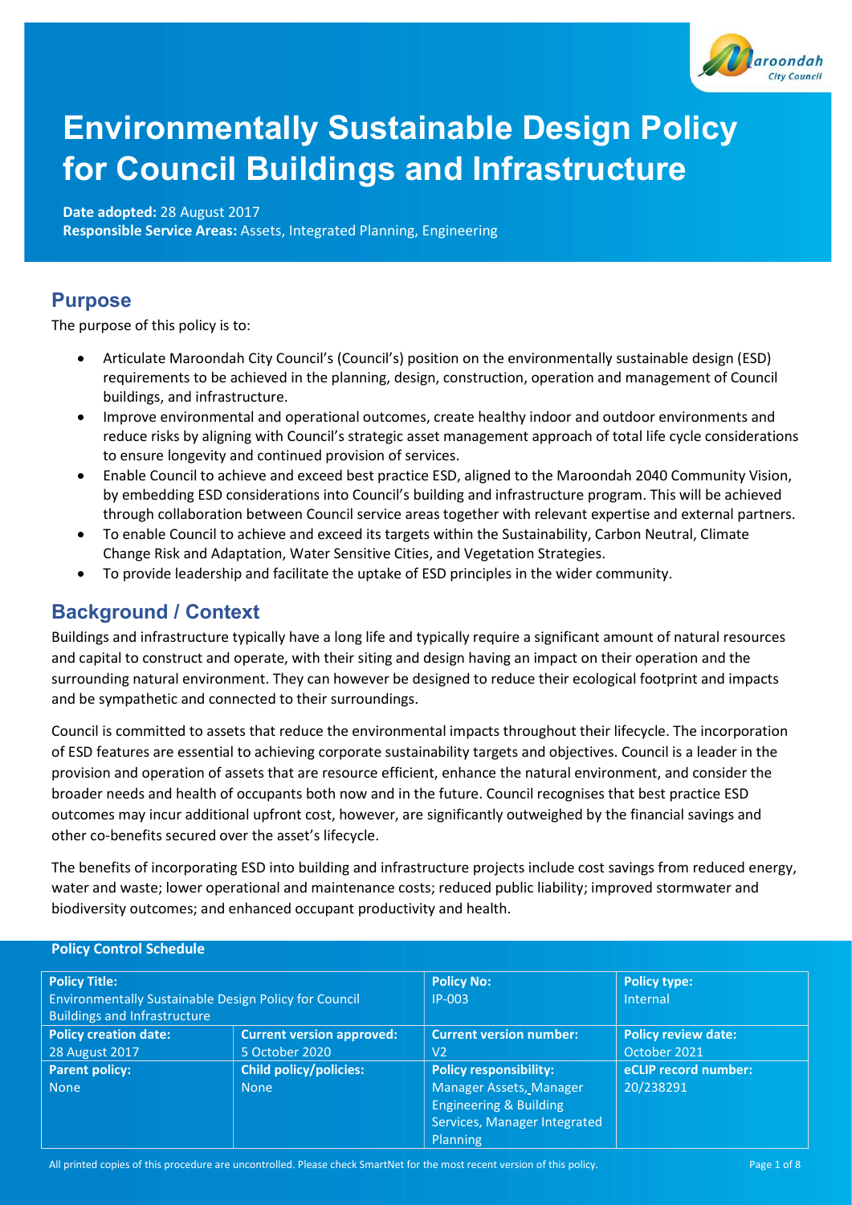# Environmentally Sustainable Design Policy for Council Buildings and Infrastructure

**Date adopted:** 28 August 2017
**Responsible Service Areas:** Assets, Integrated Planning, Engineering

## Purpose

The purpose of this policy is to:

- Articulate Maroondah City Council's (Council's) position on the environmentally sustainable design (ESD) requirements to be achieved in the planning, design, construction, operation and management of Council buildings, and infrastructure.
- Improve environmental and operational outcomes, create healthy indoor and outdoor environments and reduce risks by aligning with Council's strategic asset management approach of total life cycle considerations to ensure longevity and continued provision of services.
- Enable Council to achieve and exceed best practice ESD, aligned to the Maroondah 2040 Community Vision, by embedding ESD considerations into Council's building and infrastructure program. This will be achieved through collaboration between Council service areas together with relevant expertise and external partners.
- To enable Council to achieve and exceed its targets within the Sustainability, Carbon Neutral, Climate Change Risk and Adaptation, Water Sensitive Cities, and Vegetation Strategies.
- To provide leadership and facilitate the uptake of ESD principles in the wider community.

## Background / Context

Buildings and infrastructure typically have a long life and typically require a significant amount of natural resources and capital to construct and operate, with their siting and design having an impact on their operation and the surrounding natural environment. They can however be designed to reduce their ecological footprint and impacts and be sympathetic and connected to their surroundings.

Council is committed to assets that reduce the environmental impacts throughout their lifecycle. The incorporation of ESD features are essential to achieving corporate sustainability targets and objectives. Council is a leader in the provision and operation of assets that are resource efficient, enhance the natural environment, and consider the broader needs and health of occupants both now and in the future. Council recognises that best practice ESD outcomes may incur additional upfront cost, however, are significantly outweighed by the financial savings and other co-benefits secured over the asset's lifecycle.

The benefits of incorporating ESD into building and infrastructure projects include cost savings from reduced energy, water and waste; lower operational and maintenance costs; reduced public liability; improved stormwater and biodiversity outcomes; and enhanced occupant productivity and health.

**Policy Control Schedule**

| **Policy Title:** Environmentally Sustainable Design Policy for Council Buildings and Infrastructure | | **Policy No:** IP-003 | **Policy type:** Internal |
|---|---|---|---|
| **Policy creation date:** 28 August 2017 | **Current version approved:** 5 October 2020 | **Current version number:** V2 | **Policy review date:** October 2021 |
| **Parent policy:** None | **Child policy/policies:** None | **Policy responsibility:** Manager Assets, Manager Engineering & Building Services, Manager Integrated Planning | **eCLIP record number:** 20/238291 |

All printed copies of this procedure are uncontrolled. Please check SmartNet for the most recent version of this policy.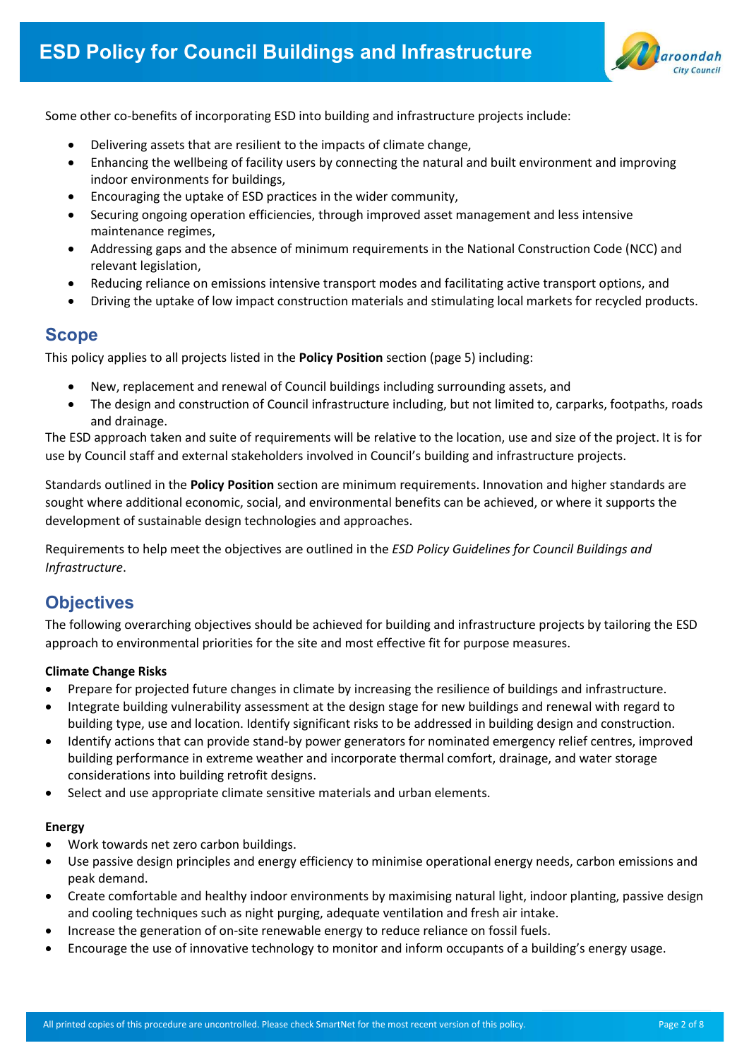Some other co-benefits of incorporating ESD into building and infrastructure projects include:

- Delivering assets that are resilient to the impacts of climate change,
- Enhancing the wellbeing of facility users by connecting the natural and built environment and improving indoor environments for buildings,
- Encouraging the uptake of ESD practices in the wider community,
- Securing ongoing operation efficiencies, through improved asset management and less intensive maintenance regimes,
- Addressing gaps and the absence of minimum requirements in the National Construction Code (NCC) and relevant legislation,
- Reducing reliance on emissions intensive transport modes and facilitating active transport options, and
- Driving the uptake of low impact construction materials and stimulating local markets for recycled products.

## Scope

This policy applies to all projects listed in the **Policy Position** section (page 5) including:

- New, replacement and renewal of Council buildings including surrounding assets, and
- The design and construction of Council infrastructure including, but not limited to, carparks, footpaths, roads and drainage.

The ESD approach taken and suite of requirements will be relative to the location, use and size of the project. It is for use by Council staff and external stakeholders involved in Council's building and infrastructure projects.

Standards outlined in the **Policy Position** section are minimum requirements. Innovation and higher standards are sought where additional economic, social, and environmental benefits can be achieved, or where it supports the development of sustainable design technologies and approaches.

Requirements to help meet the objectives are outlined in the *ESD Policy Guidelines for Council Buildings and Infrastructure*.

## Objectives

The following overarching objectives should be achieved for building and infrastructure projects by tailoring the ESD approach to environmental priorities for the site and most effective fit for purpose measures.

**Climate Change Risks**

- Prepare for projected future changes in climate by increasing the resilience of buildings and infrastructure.
- Integrate building vulnerability assessment at the design stage for new buildings and renewal with regard to building type, use and location. Identify significant risks to be addressed in building design and construction.
- Identify actions that can provide stand-by power generators for nominated emergency relief centres, improved building performance in extreme weather and incorporate thermal comfort, drainage, and water storage considerations into building retrofit designs.
- Select and use appropriate climate sensitive materials and urban elements.

**Energy**

- Work towards net zero carbon buildings.
- Use passive design principles and energy efficiency to minimise operational energy needs, carbon emissions and peak demand.
- Create comfortable and healthy indoor environments by maximising natural light, indoor planting, passive design and cooling techniques such as night purging, adequate ventilation and fresh air intake.
- Increase the generation of on-site renewable energy to reduce reliance on fossil fuels.
- Encourage the use of innovative technology to monitor and inform occupants of a building's energy usage.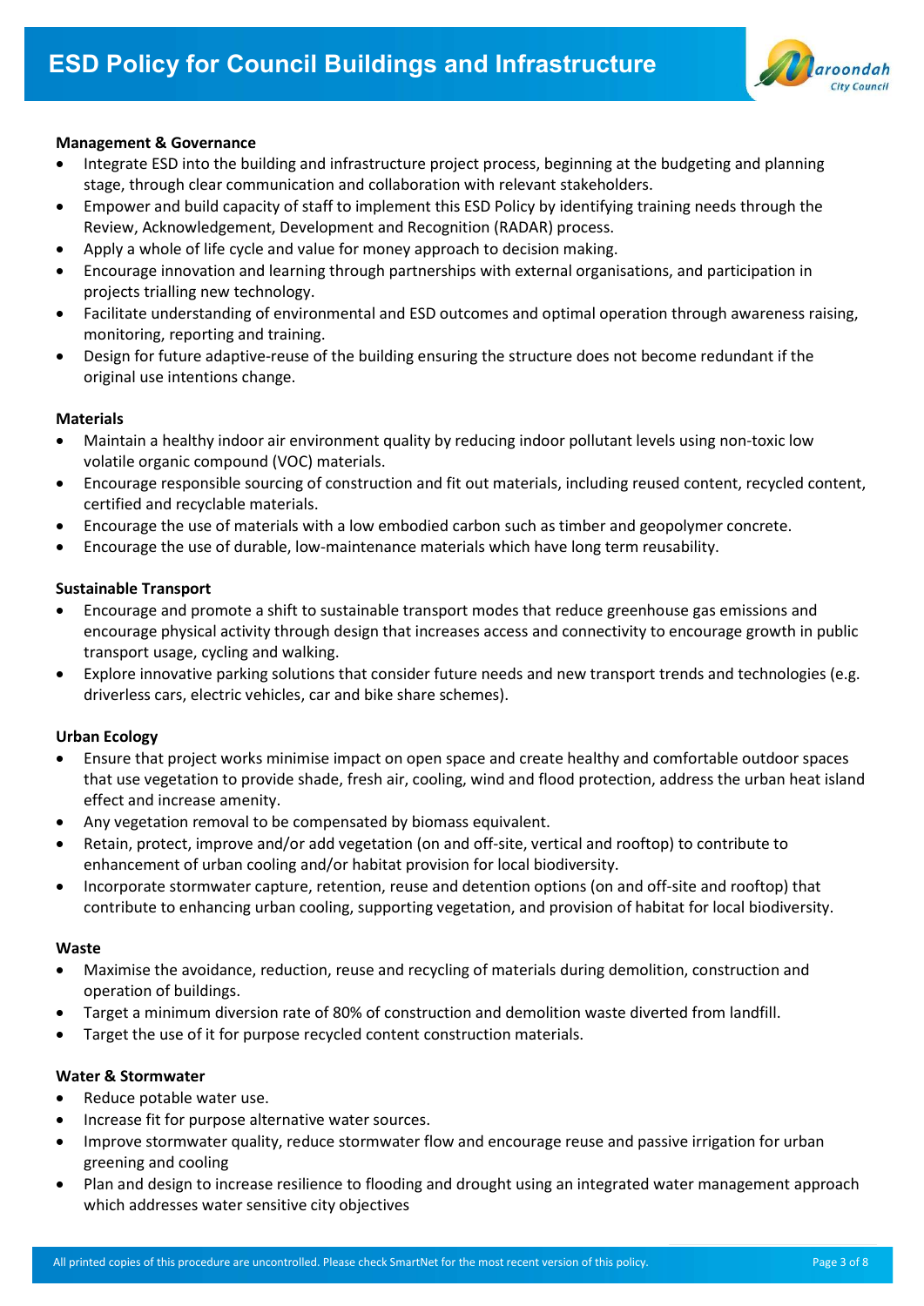### Management & Governance

- Integrate ESD into the building and infrastructure project process, beginning at the budgeting and planning stage, through clear communication and collaboration with relevant stakeholders.
- Empower and build capacity of staff to implement this ESD Policy by identifying training needs through the Review, Acknowledgement, Development and Recognition (RADAR) process.
- Apply a whole of life cycle and value for money approach to decision making.
- Encourage innovation and learning through partnerships with external organisations, and participation in projects trialling new technology.
- Facilitate understanding of environmental and ESD outcomes and optimal operation through awareness raising, monitoring, reporting and training.
- Design for future adaptive-reuse of the building ensuring the structure does not become redundant if the original use intentions change.

### Materials

- Maintain a healthy indoor air environment quality by reducing indoor pollutant levels using non-toxic low volatile organic compound (VOC) materials.
- Encourage responsible sourcing of construction and fit out materials, including reused content, recycled content, certified and recyclable materials.
- Encourage the use of materials with a low embodied carbon such as timber and geopolymer concrete.
- Encourage the use of durable, low-maintenance materials which have long term reusability.

### Sustainable Transport

- Encourage and promote a shift to sustainable transport modes that reduce greenhouse gas emissions and encourage physical activity through design that increases access and connectivity to encourage growth in public transport usage, cycling and walking.
- Explore innovative parking solutions that consider future needs and new transport trends and technologies (e.g. driverless cars, electric vehicles, car and bike share schemes).

### Urban Ecology

- Ensure that project works minimise impact on open space and create healthy and comfortable outdoor spaces that use vegetation to provide shade, fresh air, cooling, wind and flood protection, address the urban heat island effect and increase amenity.
- Any vegetation removal to be compensated by biomass equivalent.
- Retain, protect, improve and/or add vegetation (on and off-site, vertical and rooftop) to contribute to enhancement of urban cooling and/or habitat provision for local biodiversity.
- Incorporate stormwater capture, retention, reuse and detention options (on and off-site and rooftop) that contribute to enhancing urban cooling, supporting vegetation, and provision of habitat for local biodiversity.

### Waste

- Maximise the avoidance, reduction, reuse and recycling of materials during demolition, construction and operation of buildings.
- Target a minimum diversion rate of 80% of construction and demolition waste diverted from landfill.
- Target the use of it for purpose recycled content construction materials.

### Water & Stormwater

- Reduce potable water use.
- Increase fit for purpose alternative water sources.
- Improve stormwater quality, reduce stormwater flow and encourage reuse and passive irrigation for urban greening and cooling
- Plan and design to increase resilience to flooding and drought using an integrated water management approach which addresses water sensitive city objectives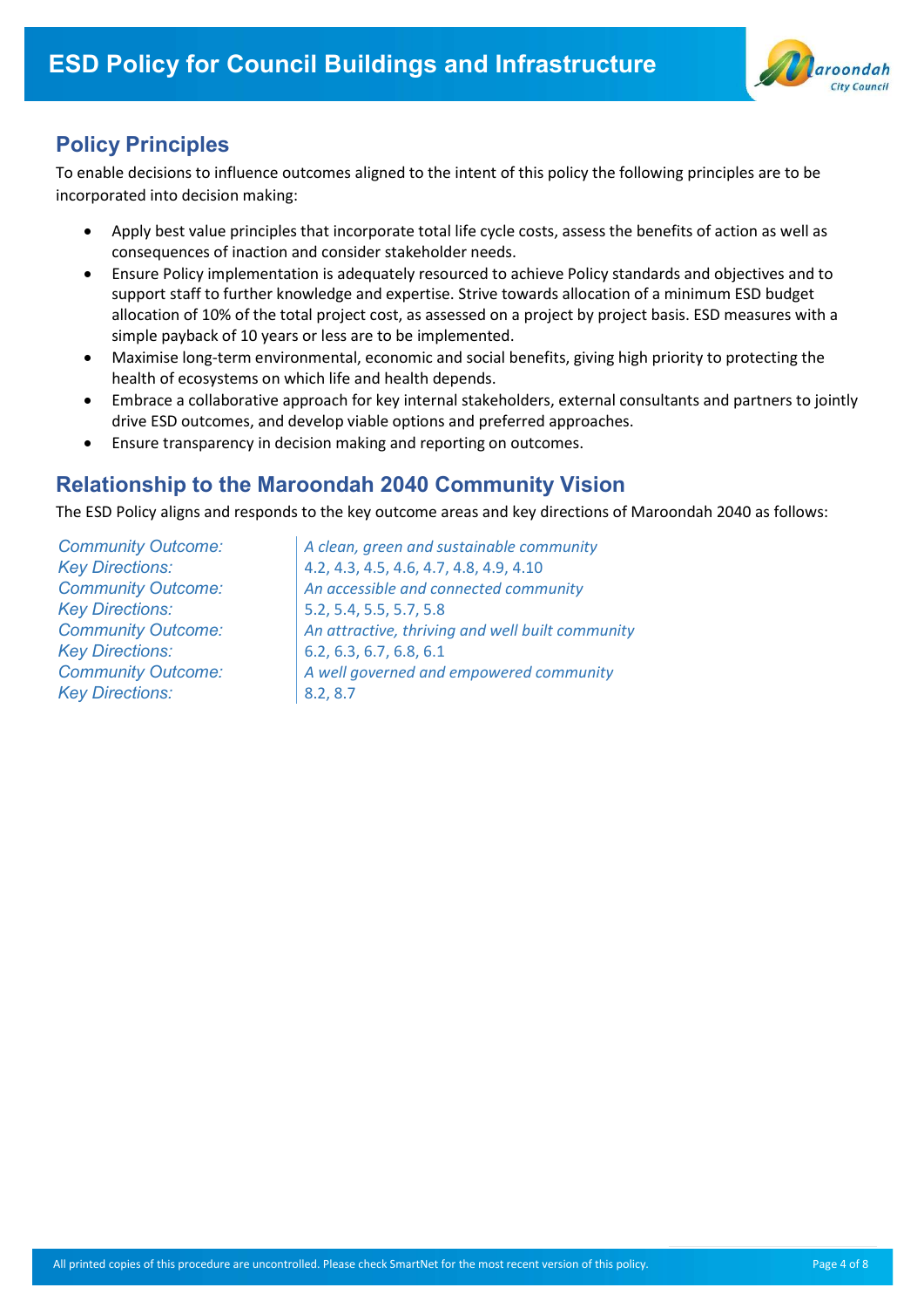## Policy Principles

To enable decisions to influence outcomes aligned to the intent of this policy the following principles are to be incorporated into decision making:

- Apply best value principles that incorporate total life cycle costs, assess the benefits of action as well as consequences of inaction and consider stakeholder needs.
- Ensure Policy implementation is adequately resourced to achieve Policy standards and objectives and to support staff to further knowledge and expertise. Strive towards allocation of a minimum ESD budget allocation of 10% of the total project cost, as assessed on a project by project basis. ESD measures with a simple payback of 10 years or less are to be implemented.
- Maximise long-term environmental, economic and social benefits, giving high priority to protecting the health of ecosystems on which life and health depends.
- Embrace a collaborative approach for key internal stakeholders, external consultants and partners to jointly drive ESD outcomes, and develop viable options and preferred approaches.
- Ensure transparency in decision making and reporting on outcomes.

## Relationship to the Maroondah 2040 Community Vision

The ESD Policy aligns and responds to the key outcome areas and key directions of Maroondah 2040 as follows:

| | |
|---|---|
| *Community Outcome:* | *A clean, green and sustainable community* |
| *Key Directions:* | 4.2, 4.3, 4.5, 4.6, 4.7, 4.8, 4.9, 4.10 |
| *Community Outcome:* | *An accessible and connected community* |
| *Key Directions:* | 5.2, 5.4, 5.5, 5.7, 5.8 |
| *Community Outcome:* | *An attractive, thriving and well built community* |
| *Key Directions:* | 6.2, 6.3, 6.7, 6.8, 6.1 |
| *Community Outcome:* | *A well governed and empowered community* |
| *Key Directions:* | 8.2, 8.7 |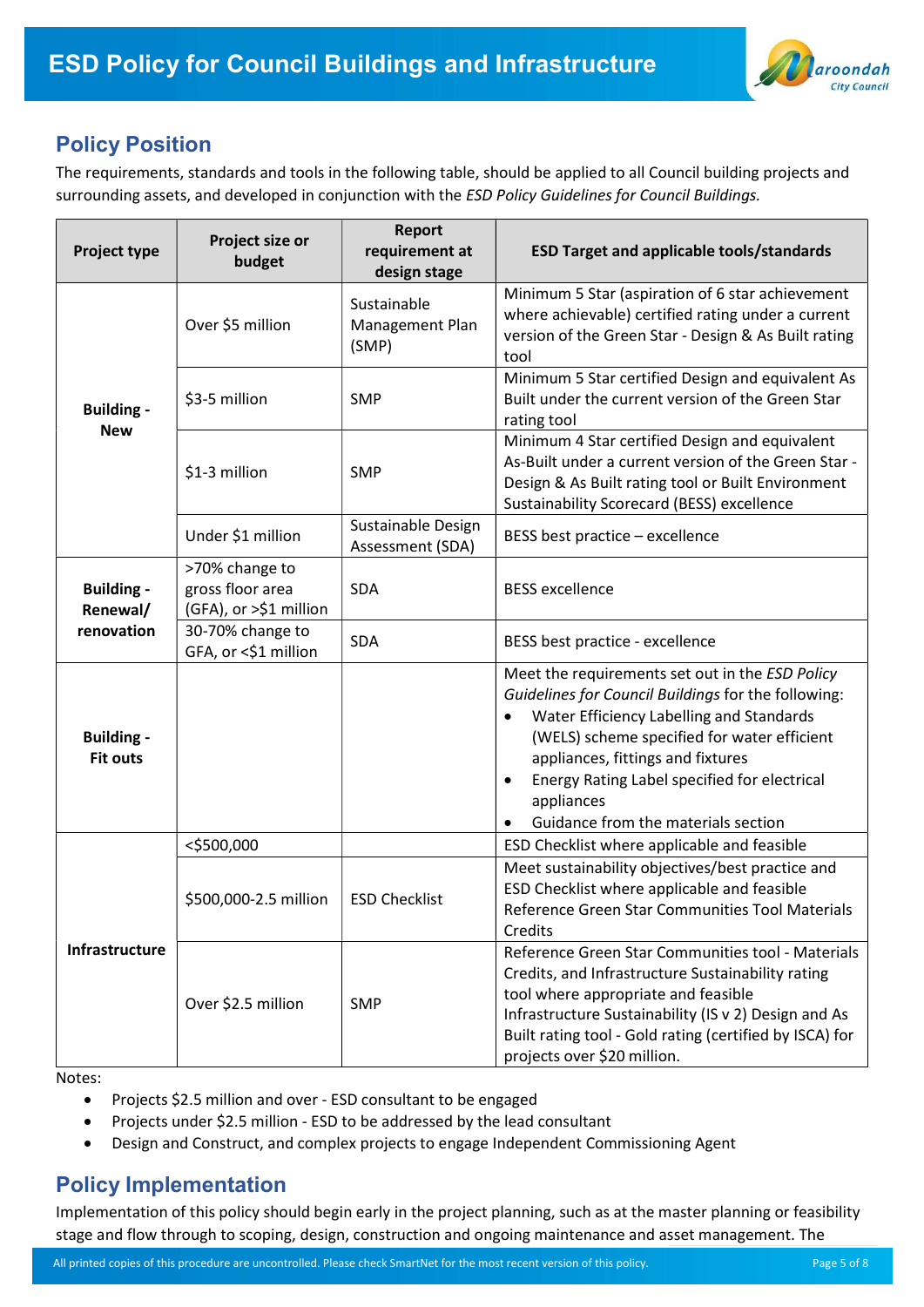## Policy Position

The requirements, standards and tools in the following table, should be applied to all Council building projects and surrounding assets, and developed in conjunction with the *ESD Policy Guidelines for Council Buildings.*

| Project type | Project size or budget | Report requirement at design stage | ESD Target and applicable tools/standards |
|---|---|---|---|
| **Building - New** | Over $5 million | Sustainable Management Plan (SMP) | Minimum 5 Star (aspiration of 6 star achievement where achievable) certified rating under a current version of the Green Star - Design & As Built rating tool |
| | $3-5 million | SMP | Minimum 5 Star certified Design and equivalent As Built under the current version of the Green Star rating tool |
| | $1-3 million | SMP | Minimum 4 Star certified Design and equivalent As-Built under a current version of the Green Star - Design & As Built rating tool or Built Environment Sustainability Scorecard (BESS) excellence |
| | Under $1 million | Sustainable Design Assessment (SDA) | BESS best practice – excellence |
| **Building - Renewal/ renovation** | >70% change to gross floor area (GFA), or >$1 million | SDA | BESS excellence |
| | 30-70% change to GFA, or <$1 million | SDA | BESS best practice - excellence |
| **Building - Fit outs** | | | Meet the requirements set out in the *ESD Policy Guidelines for Council Buildings* for the following:<br>• Water Efficiency Labelling and Standards (WELS) scheme specified for water efficient appliances, fittings and fixtures<br>• Energy Rating Label specified for electrical appliances<br>• Guidance from the materials section |
| **Infrastructure** | <$500,000 | | ESD Checklist where applicable and feasible |
| | $500,000-2.5 million | ESD Checklist | Meet sustainability objectives/best practice and ESD Checklist where applicable and feasible Reference Green Star Communities Tool Materials Credits |
| | Over $2.5 million | SMP | Reference Green Star Communities tool - Materials Credits, and Infrastructure Sustainability rating tool where appropriate and feasible Infrastructure Sustainability (IS v 2) Design and As Built rating tool - Gold rating (certified by ISCA) for projects over $20 million. |

Notes:

- Projects $2.5 million and over - ESD consultant to be engaged
- Projects under $2.5 million - ESD to be addressed by the lead consultant
- Design and Construct, and complex projects to engage Independent Commissioning Agent

## Policy Implementation

Implementation of this policy should begin early in the project planning, such as at the master planning or feasibility stage and flow through to scoping, design, construction and ongoing maintenance and asset management. The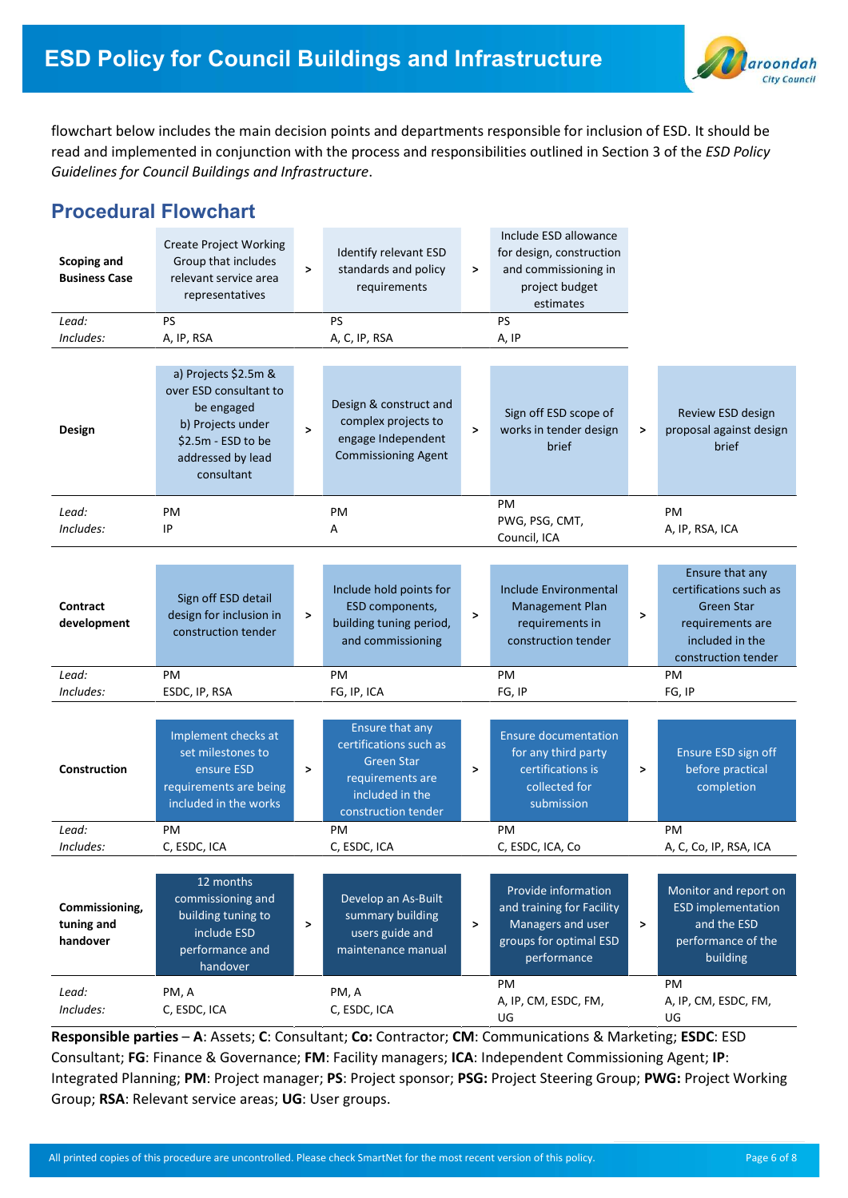flowchart below includes the main decision points and departments responsible for inclusion of ESD. It should be read and implemented in conjunction with the process and responsibilities outlined in Section 3 of the *ESD Policy Guidelines for Council Buildings and Infrastructure*.

## Procedural Flowchart

| Stage | Step 1 | | Step 2 | | Step 3 | | Step 4 |
|---|---|---|---|---|---|---|---|
| **Scoping and Business Case** | Create Project Working Group that includes relevant service area representatives | > | Identify relevant ESD standards and policy requirements | > | Include ESD allowance for design, construction and commissioning in project budget estimates | | |
| *Lead:* | PS | | PS | | PS | | |
| *Includes:* | A, IP, RSA | | A, C, IP, RSA | | A, IP | | |
| **Design** | a) Projects $2.5m & over ESD consultant to be engaged<br>b) Projects under $2.5m - ESD to be addressed by lead consultant | > | Design & construct and complex projects to engage Independent Commissioning Agent | > | Sign off ESD scope of works in tender design brief | > | Review ESD design proposal against design brief |
| *Lead:* | PM | | PM | | PM | | PM |
| *Includes:* | IP | | A | | PWG, PSG, CMT, Council, ICA | | A, IP, RSA, ICA |
| **Contract development** | Sign off ESD detail design for inclusion in construction tender | > | Include hold points for ESD components, building tuning period, and commissioning | > | Include Environmental Management Plan requirements in construction tender | > | Ensure that any certifications such as Green Star requirements are included in the construction tender |
| *Lead:* | PM | | PM | | PM | | PM |
| *Includes:* | ESDC, IP, RSA | | FG, IP, ICA | | FG, IP | | FG, IP |
| **Construction** | Implement checks at set milestones to ensure ESD requirements are being included in the works | > | Ensure that any certifications such as Green Star requirements are included in the construction tender | > | Ensure documentation for any third party certifications is collected for submission | > | Ensure ESD sign off before practical completion |
| *Lead:* | PM | | PM | | PM | | PM |
| *Includes:* | C, ESDC, ICA | | C, ESDC, ICA | | C, ESDC, ICA, Co | | A, C, Co, IP, RSA, ICA |
| **Commissioning, tuning and handover** | 12 months commissioning and building tuning to include ESD performance and handover | > | Develop an As-Built summary building users guide and maintenance manual | > | Provide information and training for Facility Managers and user groups for optimal ESD performance | > | Monitor and report on ESD implementation and the ESD performance of the building |
| *Lead:* | PM, A | | PM, A | | PM | | PM |
| *Includes:* | C, ESDC, ICA | | C, ESDC, ICA | | A, IP, CM, ESDC, FM, UG | | A, IP, CM, ESDC, FM, UG |

**Responsible parties** – **A**: Assets; **C**: Consultant; **Co:** Contractor; **CM**: Communications & Marketing; **ESDC**: ESD Consultant; **FG**: Finance & Governance; **FM**: Facility managers; **ICA**: Independent Commissioning Agent; **IP**: Integrated Planning; **PM**: Project manager; **PS**: Project sponsor; **PSG:** Project Steering Group; **PWG:** Project Working Group; **RSA**: Relevant service areas; **UG**: User groups.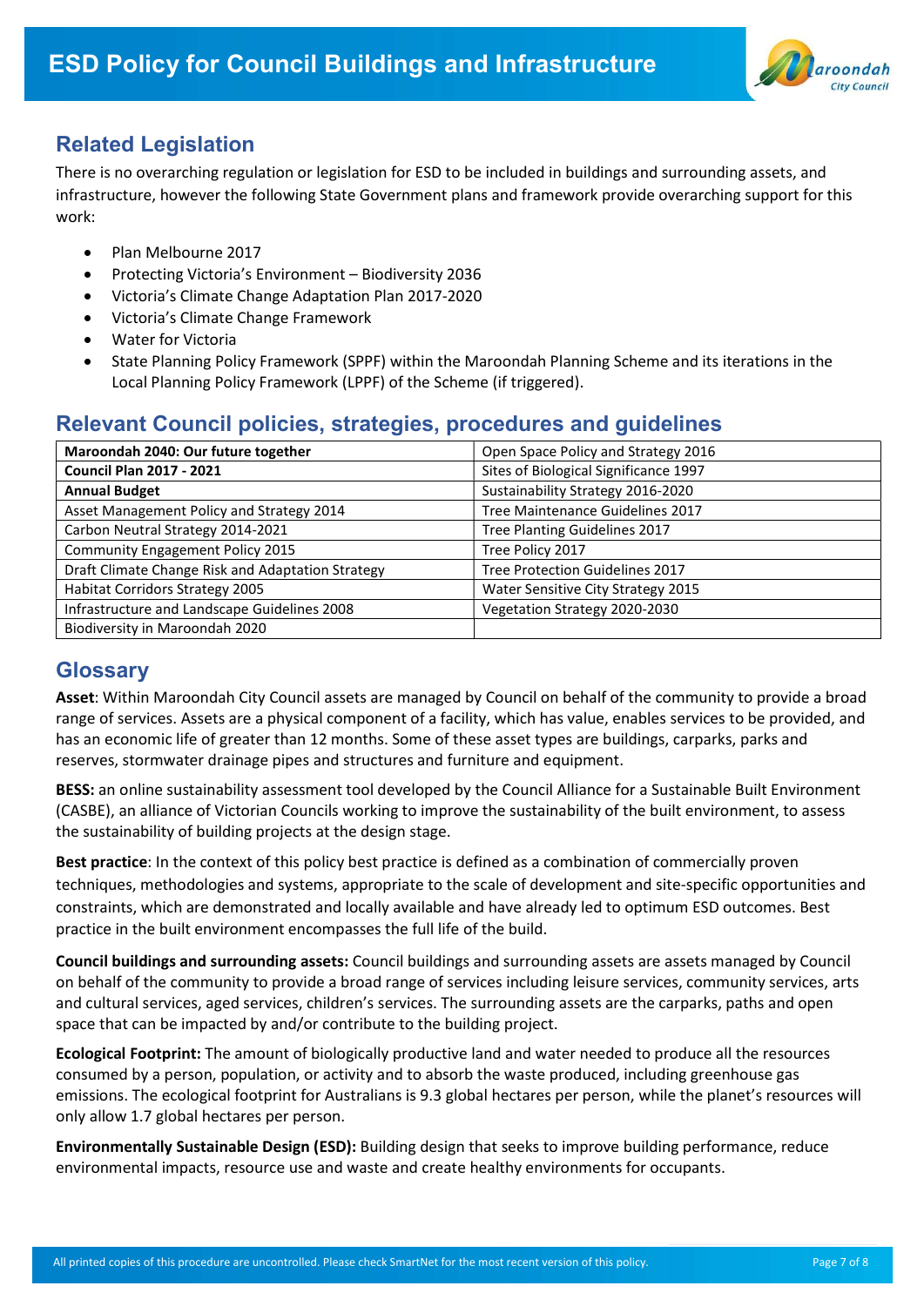## Related Legislation

There is no overarching regulation or legislation for ESD to be included in buildings and surrounding assets, and infrastructure, however the following State Government plans and framework provide overarching support for this work:

- Plan Melbourne 2017
- Protecting Victoria's Environment – Biodiversity 2036
- Victoria's Climate Change Adaptation Plan 2017-2020
- Victoria's Climate Change Framework
- Water for Victoria
- State Planning Policy Framework (SPPF) within the Maroondah Planning Scheme and its iterations in the Local Planning Policy Framework (LPPF) of the Scheme (if triggered).

## Relevant Council policies, strategies, procedures and guidelines

| | |
|---|---|
| **Maroondah 2040: Our future together** | Open Space Policy and Strategy 2016 |
| **Council Plan 2017 - 2021** | Sites of Biological Significance 1997 |
| **Annual Budget** | Sustainability Strategy 2016-2020 |
| Asset Management Policy and Strategy 2014 | Tree Maintenance Guidelines 2017 |
| Carbon Neutral Strategy 2014-2021 | Tree Planting Guidelines 2017 |
| Community Engagement Policy 2015 | Tree Policy 2017 |
| Draft Climate Change Risk and Adaptation Strategy | Tree Protection Guidelines 2017 |
| Habitat Corridors Strategy 2005 | Water Sensitive City Strategy 2015 |
| Infrastructure and Landscape Guidelines 2008 | Vegetation Strategy 2020-2030 |
| Biodiversity in Maroondah 2020 | |

## Glossary

**Asset**: Within Maroondah City Council assets are managed by Council on behalf of the community to provide a broad range of services. Assets are a physical component of a facility, which has value, enables services to be provided, and has an economic life of greater than 12 months. Some of these asset types are buildings, carparks, parks and reserves, stormwater drainage pipes and structures and furniture and equipment.

**BESS:** an online sustainability assessment tool developed by the Council Alliance for a Sustainable Built Environment (CASBE), an alliance of Victorian Councils working to improve the sustainability of the built environment, to assess the sustainability of building projects at the design stage.

**Best practice**: In the context of this policy best practice is defined as a combination of commercially proven techniques, methodologies and systems, appropriate to the scale of development and site-specific opportunities and constraints, which are demonstrated and locally available and have already led to optimum ESD outcomes. Best practice in the built environment encompasses the full life of the build.

**Council buildings and surrounding assets:** Council buildings and surrounding assets are assets managed by Council on behalf of the community to provide a broad range of services including leisure services, community services, arts and cultural services, aged services, children's services. The surrounding assets are the carparks, paths and open space that can be impacted by and/or contribute to the building project.

**Ecological Footprint:** The amount of biologically productive land and water needed to produce all the resources consumed by a person, population, or activity and to absorb the waste produced, including greenhouse gas emissions. The ecological footprint for Australians is 9.3 global hectares per person, while the planet's resources will only allow 1.7 global hectares per person.

**Environmentally Sustainable Design (ESD):** Building design that seeks to improve building performance, reduce environmental impacts, resource use and waste and create healthy environments for occupants.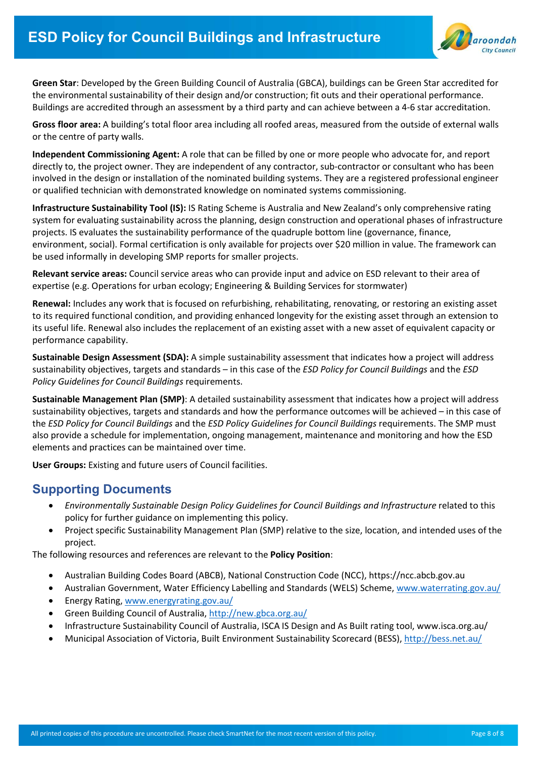**Green Star**: Developed by the Green Building Council of Australia (GBCA), buildings can be Green Star accredited for the environmental sustainability of their design and/or construction; fit outs and their operational performance. Buildings are accredited through an assessment by a third party and can achieve between a 4-6 star accreditation.

**Gross floor area:** A building's total floor area including all roofed areas, measured from the outside of external walls or the centre of party walls.

**Independent Commissioning Agent:** A role that can be filled by one or more people who advocate for, and report directly to, the project owner. They are independent of any contractor, sub-contractor or consultant who has been involved in the design or installation of the nominated building systems. They are a registered professional engineer or qualified technician with demonstrated knowledge on nominated systems commissioning.

**Infrastructure Sustainability Tool (IS):** IS Rating Scheme is Australia and New Zealand's only comprehensive rating system for evaluating sustainability across the planning, design construction and operational phases of infrastructure projects. IS evaluates the sustainability performance of the quadruple bottom line (governance, finance, environment, social). Formal certification is only available for projects over $20 million in value. The framework can be used informally in developing SMP reports for smaller projects.

**Relevant service areas:** Council service areas who can provide input and advice on ESD relevant to their area of expertise (e.g. Operations for urban ecology; Engineering & Building Services for stormwater)

**Renewal:** Includes any work that is focused on refurbishing, rehabilitating, renovating, or restoring an existing asset to its required functional condition, and providing enhanced longevity for the existing asset through an extension to its useful life. Renewal also includes the replacement of an existing asset with a new asset of equivalent capacity or performance capability.

**Sustainable Design Assessment (SDA):** A simple sustainability assessment that indicates how a project will address sustainability objectives, targets and standards – in this case of the *ESD Policy for Council Buildings* and the *ESD Policy Guidelines for Council Buildings* requirements.

**Sustainable Management Plan (SMP)**: A detailed sustainability assessment that indicates how a project will address sustainability objectives, targets and standards and how the performance outcomes will be achieved – in this case of the *ESD Policy for Council Buildings* and the *ESD Policy Guidelines for Council Buildings* requirements. The SMP must also provide a schedule for implementation, ongoing management, maintenance and monitoring and how the ESD elements and practices can be maintained over time.

**User Groups:** Existing and future users of Council facilities.

## Supporting Documents

- *Environmentally Sustainable Design Policy Guidelines for Council Buildings and Infrastructure* related to this policy for further guidance on implementing this policy.
- Project specific Sustainability Management Plan (SMP) relative to the size, location, and intended uses of the project.

The following resources and references are relevant to the **Policy Position**:

- Australian Building Codes Board (ABCB), National Construction Code (NCC), https://ncc.abcb.gov.au
- Australian Government, Water Efficiency Labelling and Standards (WELS) Scheme, www.waterrating.gov.au/
- Energy Rating, www.energyrating.gov.au/
- Green Building Council of Australia, http://new.gbca.org.au/
- Infrastructure Sustainability Council of Australia, ISCA IS Design and As Built rating tool, www.isca.org.au/
- Municipal Association of Victoria, Built Environment Sustainability Scorecard (BESS), http://bess.net.au/